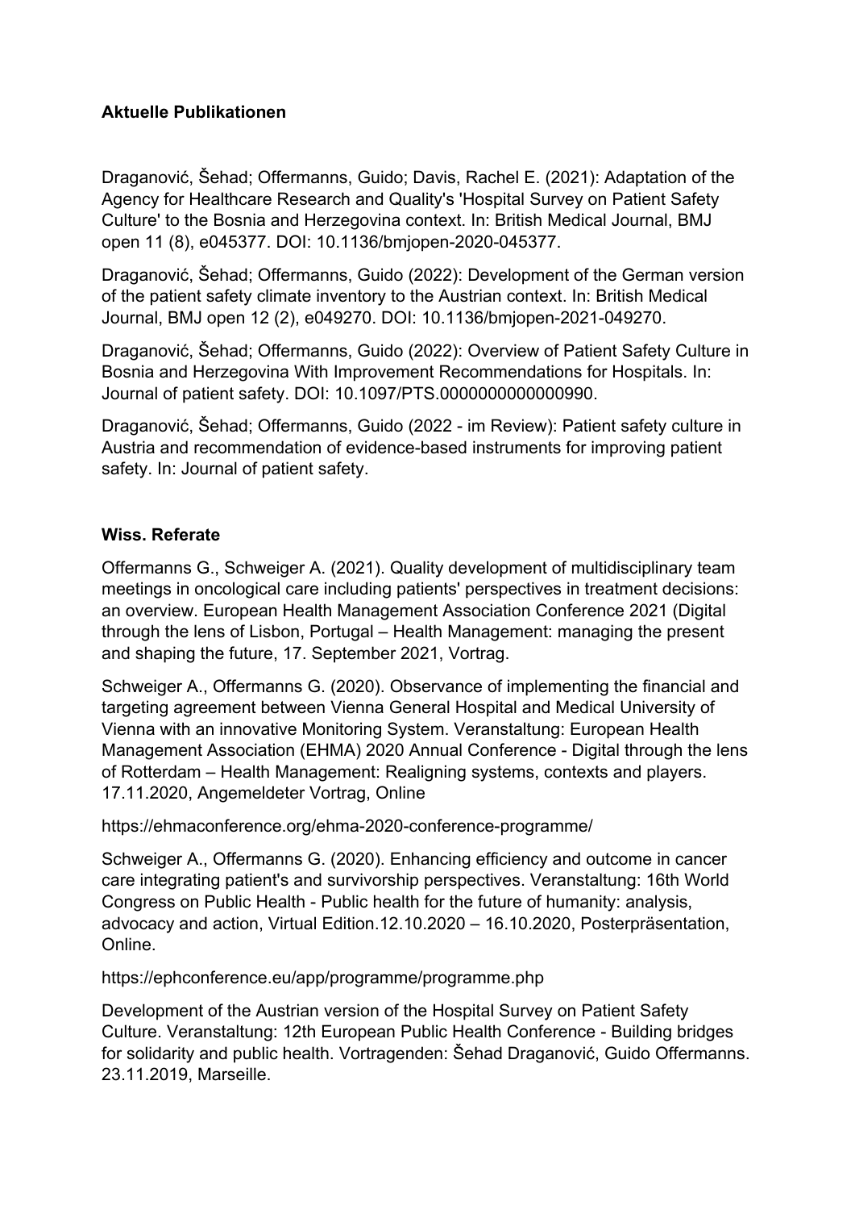**Aktuelle Publikationen**

Draganović, Šehad; Offermanns, Guido; Davis, Rachel E. (2021): Adaptation of the Agency for Healthcare Research and Quality's 'Hospital Survey on Patient Safety Culture' to the Bosnia and Herzegovina context. In: British Medical Journal, BMJ open 11 (8), e045377. DOI: 10.1136/bmjopen-2020-045377.

Draganović, Šehad; Offermanns, Guido (2022): Development of the German version of the patient safety climate inventory to the Austrian context. In: British Medical Journal, BMJ open 12 (2), e049270. DOI: 10.1136/bmjopen-2021-049270.

Draganović, Šehad; Offermanns, Guido (2022): Overview of Patient Safety Culture in Bosnia and Herzegovina With Improvement Recommendations for Hospitals. In: Journal of patient safety. DOI: 10.1097/PTS.0000000000000990.

Draganović, Šehad; Offermanns, Guido (2022 - im Review): Patient safety culture in Austria and recommendation of evidence-based instruments for improving patient safety. In: Journal of patient safety.

**Wiss. Referate**

Offermanns G., Schweiger A. (2021). Quality development of multidisciplinary team meetings in oncological care including patients' perspectives in treatment decisions: an overview. European Health Management Association Conference 2021 (Digital through the lens of Lisbon, Portugal – Health Management: managing the present and shaping the future, 17. September 2021, Vortrag.

Schweiger A., Offermanns G. (2020). Observance of implementing the financial and targeting agreement between Vienna General Hospital and Medical University of Vienna with an innovative Monitoring System. Veranstaltung: European Health Management Association (EHMA) 2020 Annual Conference - Digital through the lens of Rotterdam – Health Management: Realigning systems, contexts and players. 17.11.2020, Angemeldeter Vortrag, Online

https://ehmaconference.org/ehma-2020-conference-programme/

Schweiger A., Offermanns G. (2020). Enhancing efficiency and outcome in cancer care integrating patient's and survivorship perspectives. Veranstaltung: 16th World Congress on Public Health - Public health for the future of humanity: analysis, advocacy and action, Virtual Edition.12.10.2020 – 16.10.2020, Posterpräsentation, Online.

https://ephconference.eu/app/programme/programme.php

Development of the Austrian version of the Hospital Survey on Patient Safety Culture. Veranstaltung: 12th European Public Health Conference - Building bridges for solidarity and public health. Vortragenden: Šehad Draganović, Guido Offermanns. 23.11.2019, Marseille.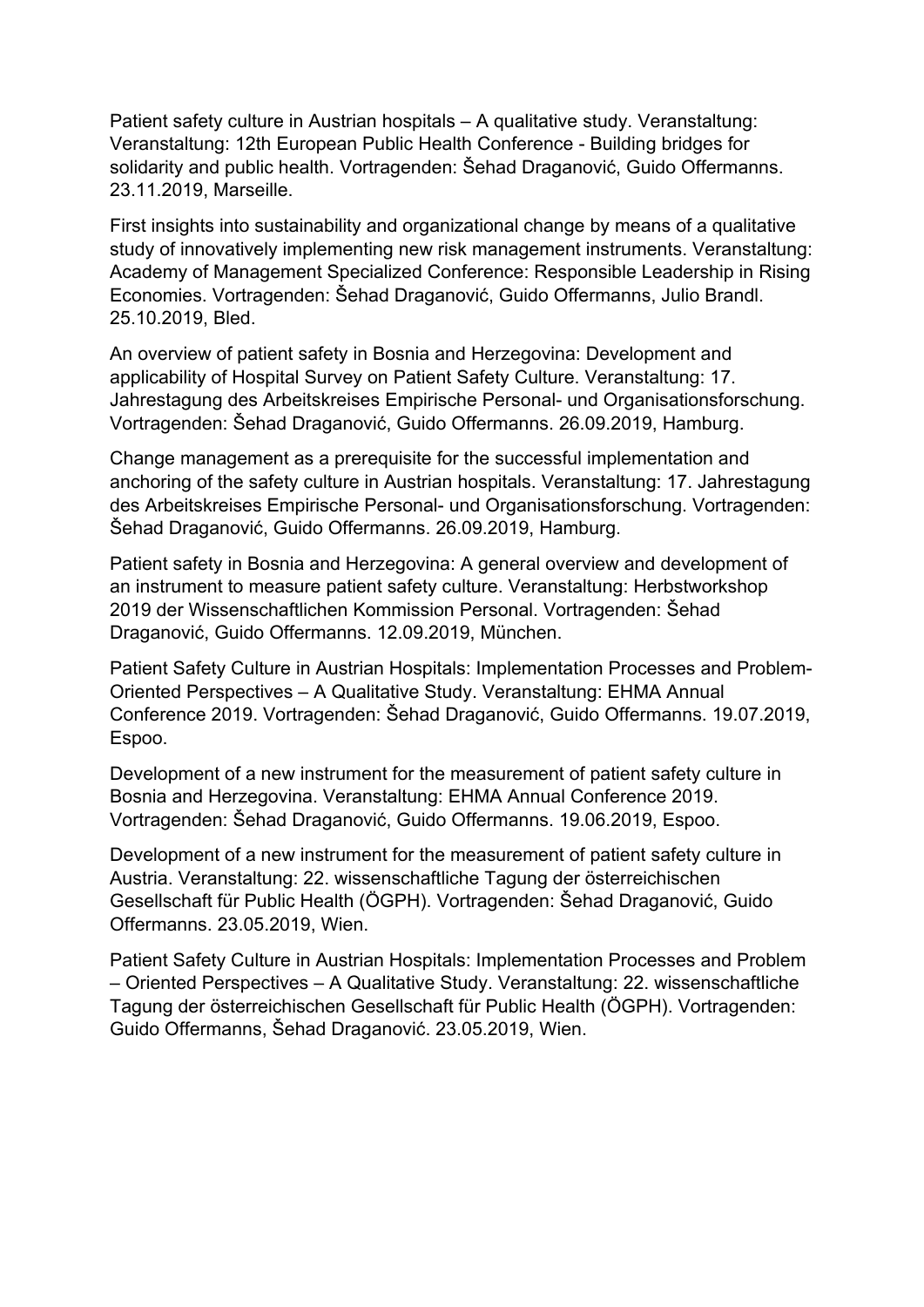Patient safety culture in Austrian hospitals – A qualitative study. Veranstaltung: Veranstaltung: 12th European Public Health Conference - Building bridges for solidarity and public health. Vortragenden: Šehad Draganović, Guido Offermanns. 23.11.2019, Marseille.

First insights into sustainability and organizational change by means of a qualitative study of innovatively implementing new risk management instruments. Veranstaltung: Academy of Management Specialized Conference: Responsible Leadership in Rising Economies. Vortragenden: Šehad Draganović, Guido Offermanns, Julio Brandl. 25.10.2019, Bled.

An overview of patient safety in Bosnia and Herzegovina: Development and applicability of Hospital Survey on Patient Safety Culture. Veranstaltung: 17. Jahrestagung des Arbeitskreises Empirische Personal- und Organisationsforschung. Vortragenden: Šehad Draganović, Guido Offermanns. 26.09.2019, Hamburg.

Change management as a prerequisite for the successful implementation and anchoring of the safety culture in Austrian hospitals. Veranstaltung: 17. Jahrestagung des Arbeitskreises Empirische Personal- und Organisationsforschung. Vortragenden: Šehad Draganović, Guido Offermanns. 26.09.2019, Hamburg.

Patient safety in Bosnia and Herzegovina: A general overview and development of an instrument to measure patient safety culture. Veranstaltung: Herbstworkshop 2019 der Wissenschaftlichen Kommission Personal. Vortragenden: Šehad Draganović, Guido Offermanns. 12.09.2019, München.

Patient Safety Culture in Austrian Hospitals: Implementation Processes and Problem-Oriented Perspectives – A Qualitative Study. Veranstaltung: EHMA Annual Conference 2019. Vortragenden: Šehad Draganović, Guido Offermanns. 19.07.2019, Espoo.

Development of a new instrument for the measurement of patient safety culture in Bosnia and Herzegovina. Veranstaltung: EHMA Annual Conference 2019. Vortragenden: Šehad Draganović, Guido Offermanns. 19.06.2019, Espoo.

Development of a new instrument for the measurement of patient safety culture in Austria. Veranstaltung: 22. wissenschaftliche Tagung der österreichischen Gesellschaft für Public Health (ÖGPH). Vortragenden: Šehad Draganović, Guido Offermanns. 23.05.2019, Wien.

Patient Safety Culture in Austrian Hospitals: Implementation Processes and Problem – Oriented Perspectives – A Qualitative Study. Veranstaltung: 22. wissenschaftliche Tagung der österreichischen Gesellschaft für Public Health (ÖGPH). Vortragenden: Guido Offermanns, Šehad Draganović. 23.05.2019, Wien.